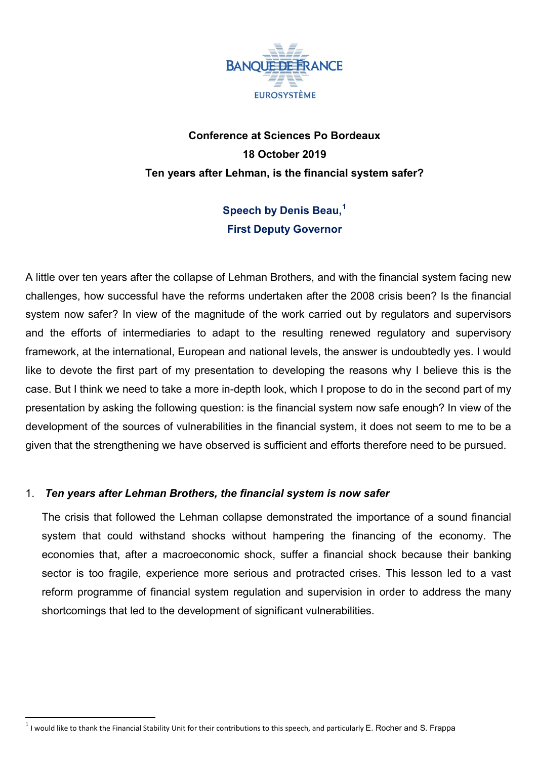BANQUE DE FRANCE

EUROSYSTÈME

**Conference at Sciences Po Bordeaux**
**18 October 2019**
**Ten years after Lehman, is the financial system safer?**

**Speech by Denis Beau,[1]**
**First Deputy Governor**

A little over ten years after the collapse of Lehman Brothers, and with the financial system facing new challenges, how successful have the reforms undertaken after the 2008 crisis been? Is the financial system now safer? In view of the magnitude of the work carried out by regulators and supervisors and the efforts of intermediaries to adapt to the resulting renewed regulatory and supervisory framework, at the international, European and national levels, the answer is undoubtedly yes. I would like to devote the first part of my presentation to developing the reasons why I believe this is the case. But I think we need to take a more in-depth look, which I propose to do in the second part of my presentation by asking the following question: is the financial system now safe enough? In view of the development of the sources of vulnerabilities in the financial system, it does not seem to me to be a given that the strengthening we have observed is sufficient and efforts therefore need to be pursued.

## 1. *Ten years after Lehman Brothers, the financial system is now safer*

The crisis that followed the Lehman collapse demonstrated the importance of a sound financial system that could withstand shocks without hampering the financing of the economy. The economies that, after a macroeconomic shock, suffer a financial shock because their banking sector is too fragile, experience more serious and protracted crises. This lesson led to a vast reform programme of financial system regulation and supervision in order to address the many shortcomings that led to the development of significant vulnerabilities.

---

[1] I would like to thank the Financial Stability Unit for their contributions to this speech, and particularly E. Rocher and S. Frappa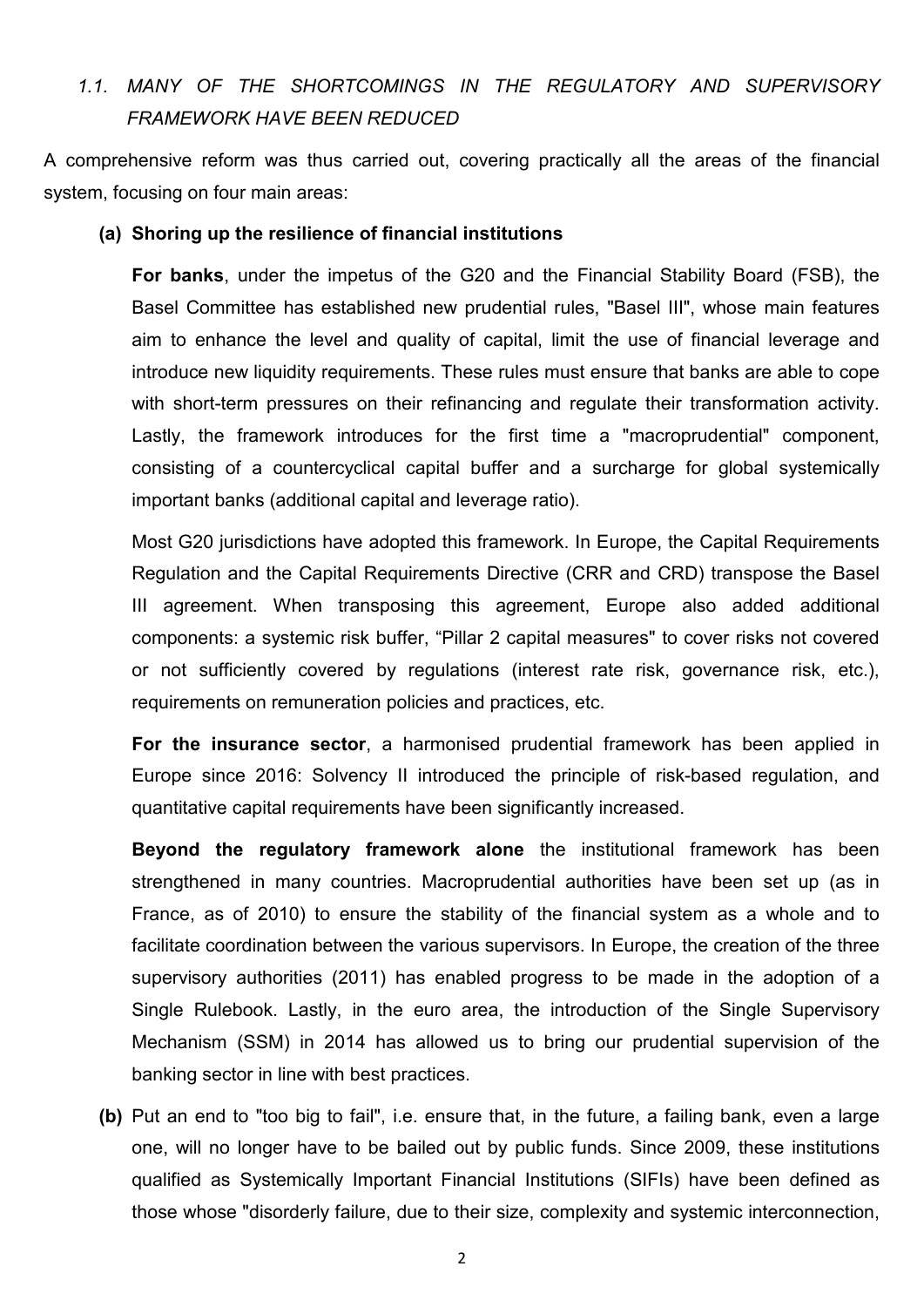### *1.1. MANY OF THE SHORTCOMINGS IN THE REGULATORY AND SUPERVISORY FRAMEWORK HAVE BEEN REDUCED*

A comprehensive reform was thus carried out, covering practically all the areas of the financial system, focusing on four main areas:

**(a) Shoring up the resilience of financial institutions**

**For banks**, under the impetus of the G20 and the Financial Stability Board (FSB), the Basel Committee has established new prudential rules, "Basel III", whose main features aim to enhance the level and quality of capital, limit the use of financial leverage and introduce new liquidity requirements. These rules must ensure that banks are able to cope with short-term pressures on their refinancing and regulate their transformation activity. Lastly, the framework introduces for the first time a "macroprudential" component, consisting of a countercyclical capital buffer and a surcharge for global systemically important banks (additional capital and leverage ratio).

Most G20 jurisdictions have adopted this framework. In Europe, the Capital Requirements Regulation and the Capital Requirements Directive (CRR and CRD) transpose the Basel III agreement. When transposing this agreement, Europe also added additional components: a systemic risk buffer, "Pillar 2 capital measures" to cover risks not covered or not sufficiently covered by regulations (interest rate risk, governance risk, etc.), requirements on remuneration policies and practices, etc.

**For the insurance sector**, a harmonised prudential framework has been applied in Europe since 2016: Solvency II introduced the principle of risk-based regulation, and quantitative capital requirements have been significantly increased.

**Beyond the regulatory framework alone** the institutional framework has been strengthened in many countries. Macroprudential authorities have been set up (as in France, as of 2010) to ensure the stability of the financial system as a whole and to facilitate coordination between the various supervisors. In Europe, the creation of the three supervisory authorities (2011) has enabled progress to be made in the adoption of a Single Rulebook. Lastly, in the euro area, the introduction of the Single Supervisory Mechanism (SSM) in 2014 has allowed us to bring our prudential supervision of the banking sector in line with best practices.

**(b)** Put an end to "too big to fail", i.e. ensure that, in the future, a failing bank, even a large one, will no longer have to be bailed out by public funds. Since 2009, these institutions qualified as Systemically Important Financial Institutions (SIFIs) have been defined as those whose "disorderly failure, due to their size, complexity and systemic interconnection,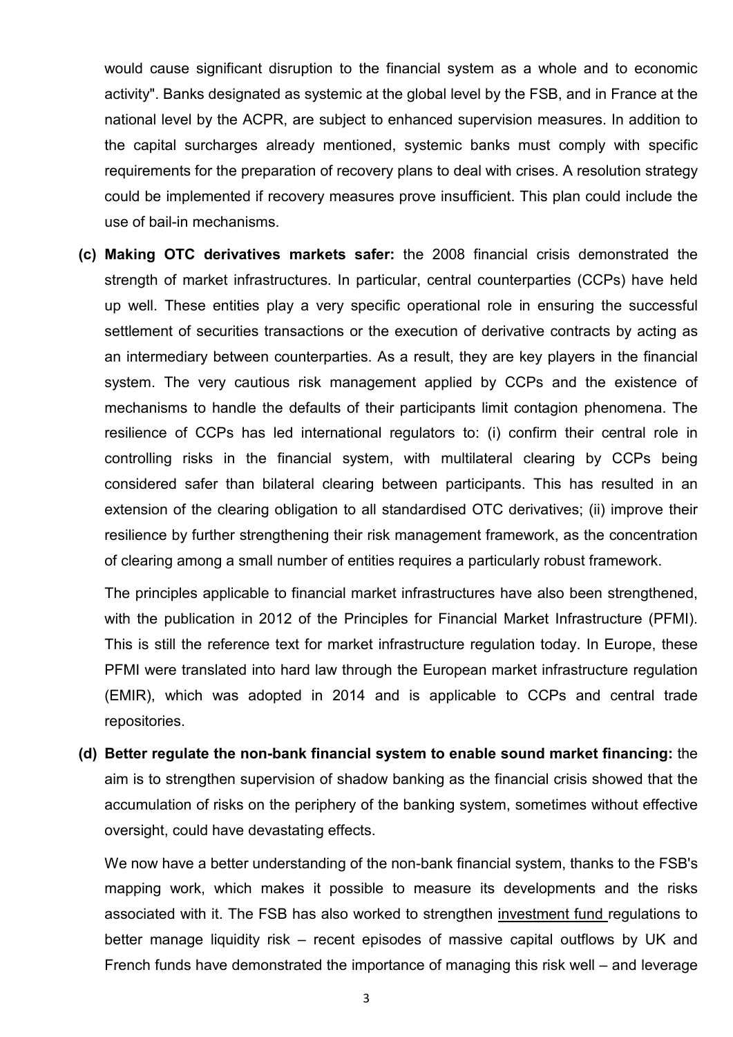would cause significant disruption to the financial system as a whole and to economic activity". Banks designated as systemic at the global level by the FSB, and in France at the national level by the ACPR, are subject to enhanced supervision measures. In addition to the capital surcharges already mentioned, systemic banks must comply with specific requirements for the preparation of recovery plans to deal with crises. A resolution strategy could be implemented if recovery measures prove insufficient. This plan could include the use of bail-in mechanisms.

**(c) Making OTC derivatives markets safer:** the 2008 financial crisis demonstrated the strength of market infrastructures. In particular, central counterparties (CCPs) have held up well. These entities play a very specific operational role in ensuring the successful settlement of securities transactions or the execution of derivative contracts by acting as an intermediary between counterparties. As a result, they are key players in the financial system. The very cautious risk management applied by CCPs and the existence of mechanisms to handle the defaults of their participants limit contagion phenomena. The resilience of CCPs has led international regulators to: (i) confirm their central role in controlling risks in the financial system, with multilateral clearing by CCPs being considered safer than bilateral clearing between participants. This has resulted in an extension of the clearing obligation to all standardised OTC derivatives; (ii) improve their resilience by further strengthening their risk management framework, as the concentration of clearing among a small number of entities requires a particularly robust framework.

The principles applicable to financial market infrastructures have also been strengthened, with the publication in 2012 of the Principles for Financial Market Infrastructure (PFMI). This is still the reference text for market infrastructure regulation today. In Europe, these PFMI were translated into hard law through the European market infrastructure regulation (EMIR), which was adopted in 2014 and is applicable to CCPs and central trade repositories.

**(d) Better regulate the non-bank financial system to enable sound market financing:** the aim is to strengthen supervision of shadow banking as the financial crisis showed that the accumulation of risks on the periphery of the banking system, sometimes without effective oversight, could have devastating effects.

We now have a better understanding of the non-bank financial system, thanks to the FSB's mapping work, which makes it possible to measure its developments and the risks associated with it. The FSB has also worked to strengthen investment fund regulations to better manage liquidity risk – recent episodes of massive capital outflows by UK and French funds have demonstrated the importance of managing this risk well – and leverage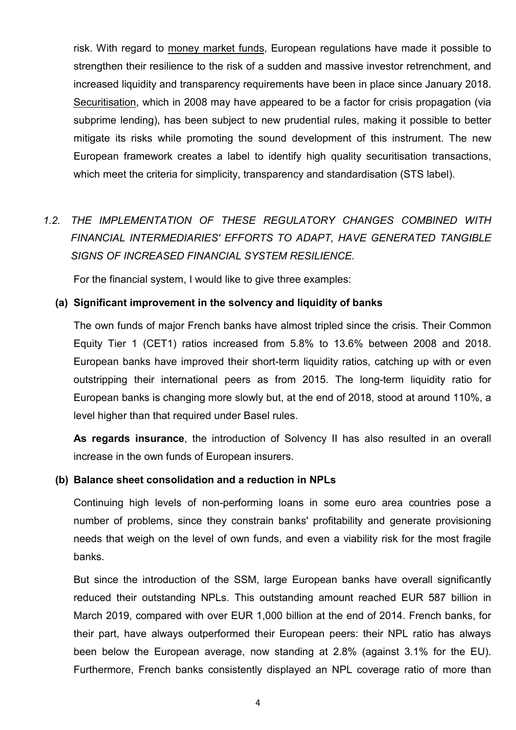risk. With regard to money market funds, European regulations have made it possible to strengthen their resilience to the risk of a sudden and massive investor retrenchment, and increased liquidity and transparency requirements have been in place since January 2018. Securitisation, which in 2008 may have appeared to be a factor for crisis propagation (via subprime lending), has been subject to new prudential rules, making it possible to better mitigate its risks while promoting the sound development of this instrument. The new European framework creates a label to identify high quality securitisation transactions, which meet the criteria for simplicity, transparency and standardisation (STS label).

## *1.2. THE IMPLEMENTATION OF THESE REGULATORY CHANGES COMBINED WITH FINANCIAL INTERMEDIARIES' EFFORTS TO ADAPT, HAVE GENERATED TANGIBLE SIGNS OF INCREASED FINANCIAL SYSTEM RESILIENCE.*

For the financial system, I would like to give three examples:

### (a) Significant improvement in the solvency and liquidity of banks

The own funds of major French banks have almost tripled since the crisis. Their Common Equity Tier 1 (CET1) ratios increased from 5.8% to 13.6% between 2008 and 2018. European banks have improved their short-term liquidity ratios, catching up with or even outstripping their international peers as from 2015. The long-term liquidity ratio for European banks is changing more slowly but, at the end of 2018, stood at around 110%, a level higher than that required under Basel rules.

**As regards insurance**, the introduction of Solvency II has also resulted in an overall increase in the own funds of European insurers.

### (b) Balance sheet consolidation and a reduction in NPLs

Continuing high levels of non-performing loans in some euro area countries pose a number of problems, since they constrain banks' profitability and generate provisioning needs that weigh on the level of own funds, and even a viability risk for the most fragile banks.

But since the introduction of the SSM, large European banks have overall significantly reduced their outstanding NPLs. This outstanding amount reached EUR 587 billion in March 2019, compared with over EUR 1,000 billion at the end of 2014. French banks, for their part, have always outperformed their European peers: their NPL ratio has always been below the European average, now standing at 2.8% (against 3.1% for the EU). Furthermore, French banks consistently displayed an NPL coverage ratio of more than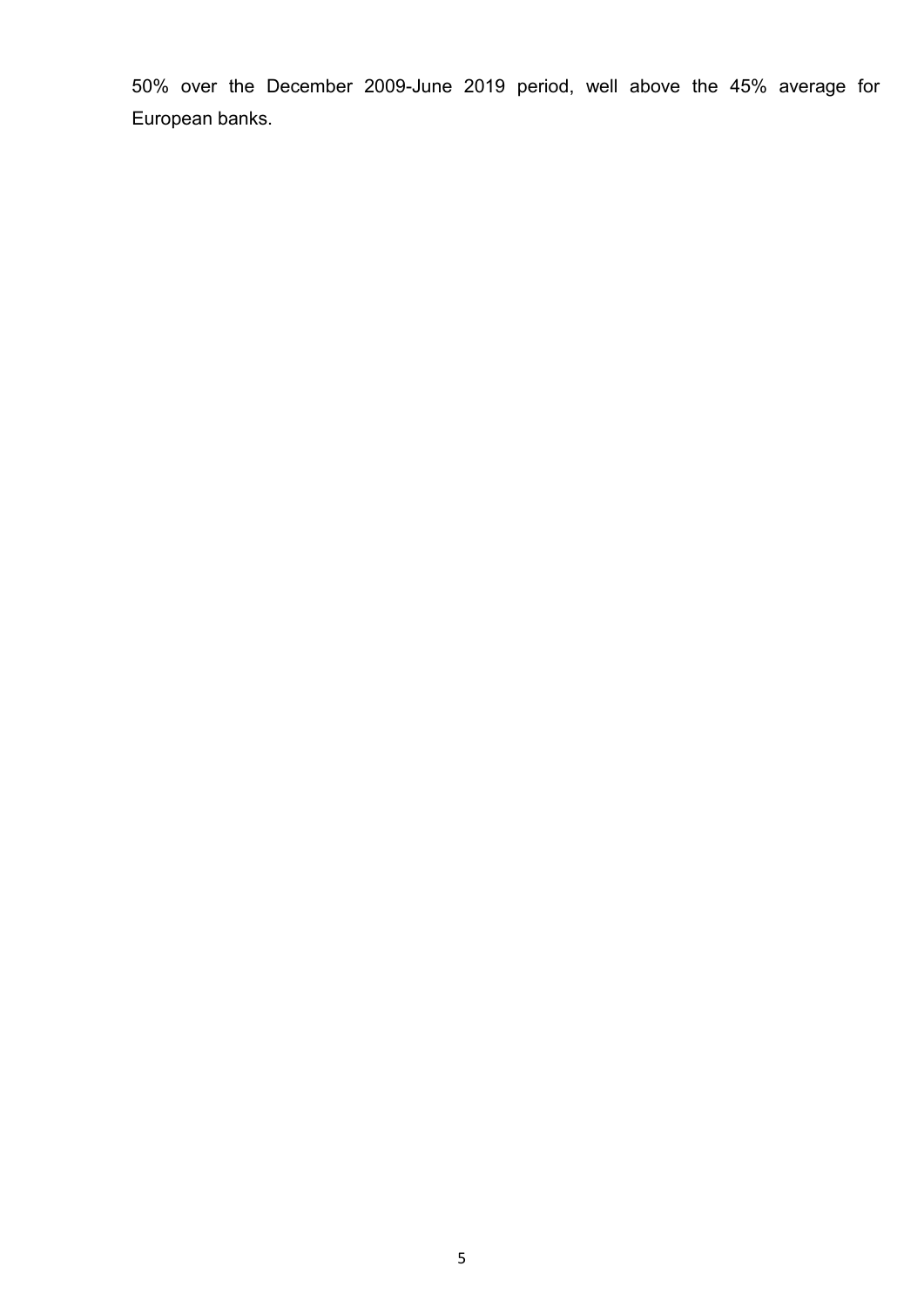50% over the December 2009-June 2019 period, well above the 45% average for European banks.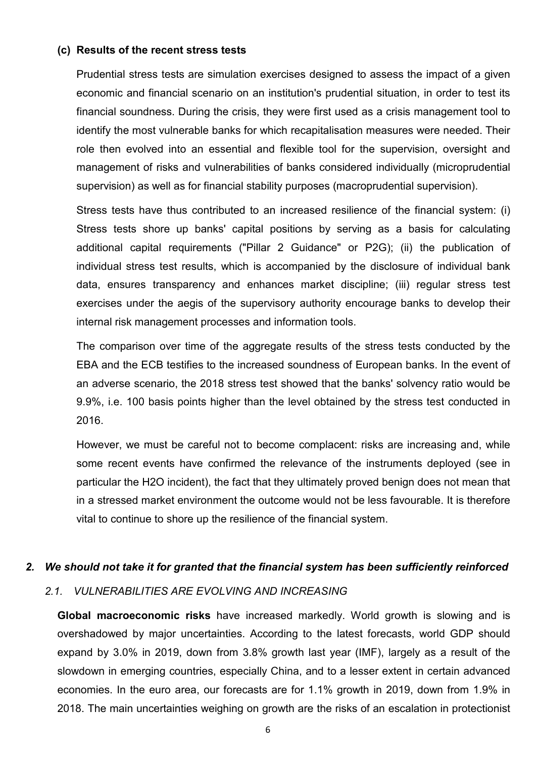### (c) Results of the recent stress tests

Prudential stress tests are simulation exercises designed to assess the impact of a given economic and financial scenario on an institution's prudential situation, in order to test its financial soundness. During the crisis, they were first used as a crisis management tool to identify the most vulnerable banks for which recapitalisation measures were needed. Their role then evolved into an essential and flexible tool for the supervision, oversight and management of risks and vulnerabilities of banks considered individually (microprudential supervision) as well as for financial stability purposes (macroprudential supervision).

Stress tests have thus contributed to an increased resilience of the financial system: (i) Stress tests shore up banks' capital positions by serving as a basis for calculating additional capital requirements ("Pillar 2 Guidance" or P2G); (ii) the publication of individual stress test results, which is accompanied by the disclosure of individual bank data, ensures transparency and enhances market discipline; (iii) regular stress test exercises under the aegis of the supervisory authority encourage banks to develop their internal risk management processes and information tools.

The comparison over time of the aggregate results of the stress tests conducted by the EBA and the ECB testifies to the increased soundness of European banks. In the event of an adverse scenario, the 2018 stress test showed that the banks' solvency ratio would be 9.9%, i.e. 100 basis points higher than the level obtained by the stress test conducted in 2016.

However, we must be careful not to become complacent: risks are increasing and, while some recent events have confirmed the relevance of the instruments deployed (see in particular the H2O incident), the fact that they ultimately proved benign does not mean that in a stressed market environment the outcome would not be less favourable. It is therefore vital to continue to shore up the resilience of the financial system.

## 2. *We should not take it for granted that the financial system has been sufficiently reinforced*

### *2.1. VULNERABILITIES ARE EVOLVING AND INCREASING*

**Global macroeconomic risks** have increased markedly. World growth is slowing and is overshadowed by major uncertainties. According to the latest forecasts, world GDP should expand by 3.0% in 2019, down from 3.8% growth last year (IMF), largely as a result of the slowdown in emerging countries, especially China, and to a lesser extent in certain advanced economies. In the euro area, our forecasts are for 1.1% growth in 2019, down from 1.9% in 2018. The main uncertainties weighing on growth are the risks of an escalation in protectionist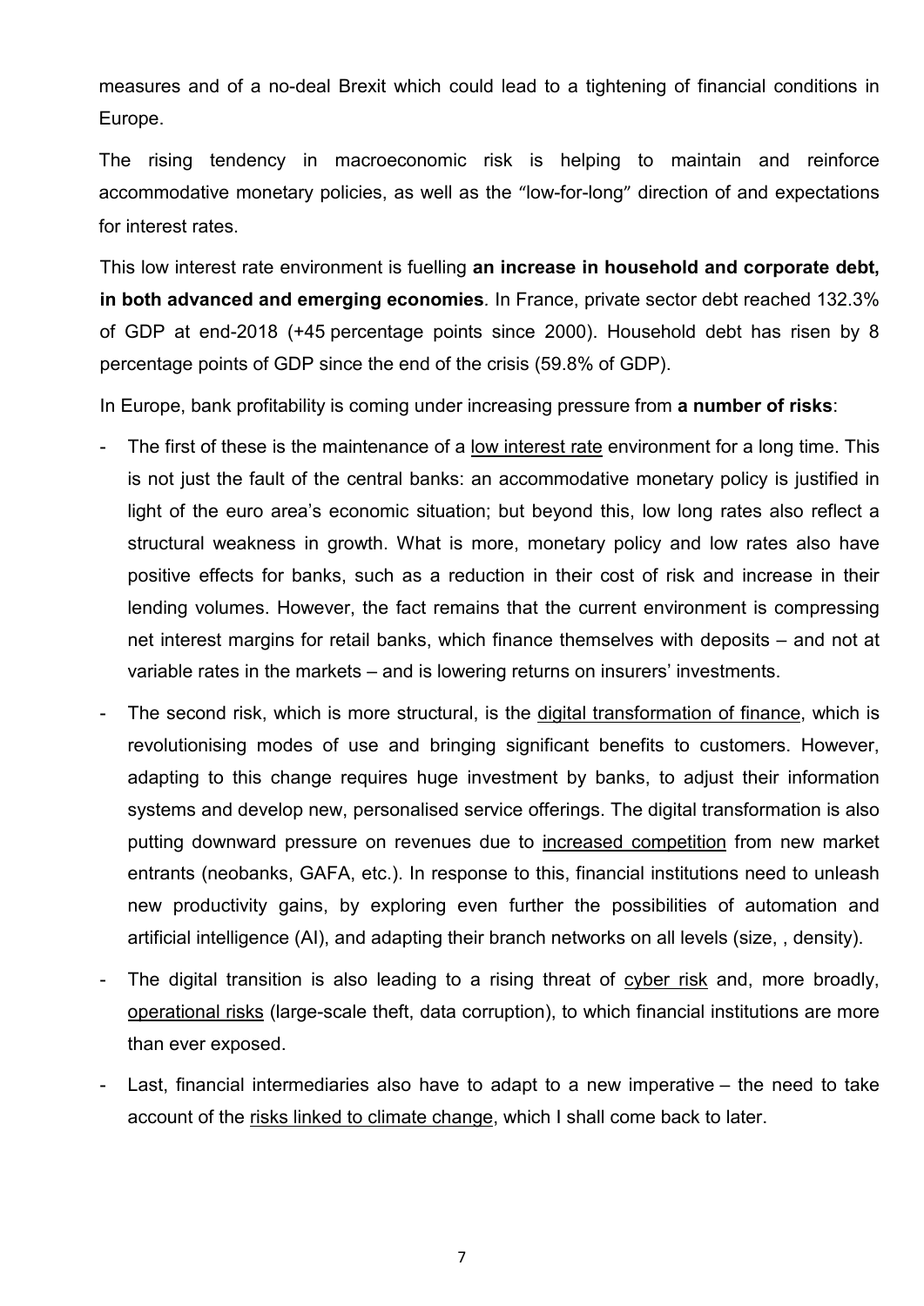measures and of a no-deal Brexit which could lead to a tightening of financial conditions in Europe.

The rising tendency in macroeconomic risk is helping to maintain and reinforce accommodative monetary policies, as well as the "low-for-long" direction of and expectations for interest rates.

This low interest rate environment is fuelling **an increase in household and corporate debt, in both advanced and emerging economies**. In France, private sector debt reached 132.3% of GDP at end-2018 (+45 percentage points since 2000). Household debt has risen by 8 percentage points of GDP since the end of the crisis (59.8% of GDP).

In Europe, bank profitability is coming under increasing pressure from **a number of risks**:

- The first of these is the maintenance of a low interest rate environment for a long time. This is not just the fault of the central banks: an accommodative monetary policy is justified in light of the euro area's economic situation; but beyond this, low long rates also reflect a structural weakness in growth. What is more, monetary policy and low rates also have positive effects for banks, such as a reduction in their cost of risk and increase in their lending volumes. However, the fact remains that the current environment is compressing net interest margins for retail banks, which finance themselves with deposits – and not at variable rates in the markets – and is lowering returns on insurers' investments.
- The second risk, which is more structural, is the digital transformation of finance, which is revolutionising modes of use and bringing significant benefits to customers. However, adapting to this change requires huge investment by banks, to adjust their information systems and develop new, personalised service offerings. The digital transformation is also putting downward pressure on revenues due to increased competition from new market entrants (neobanks, GAFA, etc.). In response to this, financial institutions need to unleash new productivity gains, by exploring even further the possibilities of automation and artificial intelligence (AI), and adapting their branch networks on all levels (size, , density).
- The digital transition is also leading to a rising threat of cyber risk and, more broadly, operational risks (large-scale theft, data corruption), to which financial institutions are more than ever exposed.
- Last, financial intermediaries also have to adapt to a new imperative – the need to take account of the risks linked to climate change, which I shall come back to later.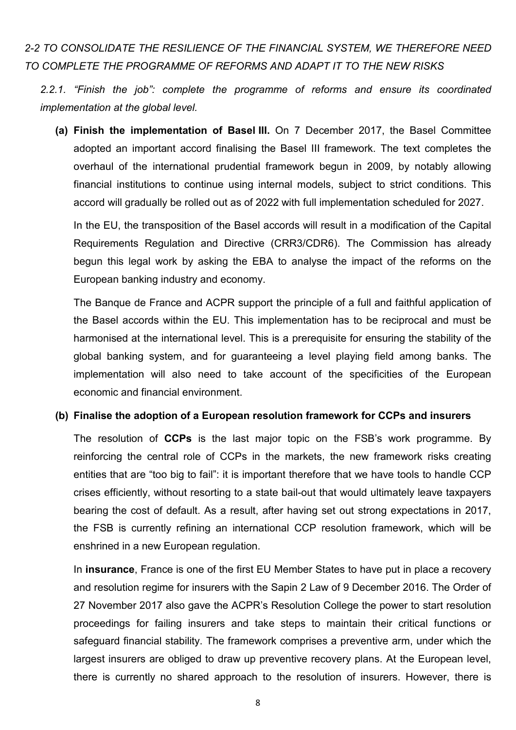## *2-2 TO CONSOLIDATE THE RESILIENCE OF THE FINANCIAL SYSTEM, WE THEREFORE NEED TO COMPLETE THE PROGRAMME OF REFORMS AND ADAPT IT TO THE NEW RISKS*

### *2.2.1. "Finish the job": complete the programme of reforms and ensure its coordinated implementation at the global level.*

**(a) Finish the implementation of Basel III.** On 7 December 2017, the Basel Committee adopted an important accord finalising the Basel III framework. The text completes the overhaul of the international prudential framework begun in 2009, by notably allowing financial institutions to continue using internal models, subject to strict conditions. This accord will gradually be rolled out as of 2022 with full implementation scheduled for 2027.

In the EU, the transposition of the Basel accords will result in a modification of the Capital Requirements Regulation and Directive (CRR3/CDR6). The Commission has already begun this legal work by asking the EBA to analyse the impact of the reforms on the European banking industry and economy.

The Banque de France and ACPR support the principle of a full and faithful application of the Basel accords within the EU. This implementation has to be reciprocal and must be harmonised at the international level. This is a prerequisite for ensuring the stability of the global banking system, and for guaranteeing a level playing field among banks. The implementation will also need to take account of the specificities of the European economic and financial environment.

**(b) Finalise the adoption of a European resolution framework for CCPs and insurers**

The resolution of **CCPs** is the last major topic on the FSB's work programme. By reinforcing the central role of CCPs in the markets, the new framework risks creating entities that are "too big to fail": it is important therefore that we have tools to handle CCP crises efficiently, without resorting to a state bail-out that would ultimately leave taxpayers bearing the cost of default. As a result, after having set out strong expectations in 2017, the FSB is currently refining an international CCP resolution framework, which will be enshrined in a new European regulation.

In **insurance**, France is one of the first EU Member States to have put in place a recovery and resolution regime for insurers with the Sapin 2 Law of 9 December 2016. The Order of 27 November 2017 also gave the ACPR's Resolution College the power to start resolution proceedings for failing insurers and take steps to maintain their critical functions or safeguard financial stability. The framework comprises a preventive arm, under which the largest insurers are obliged to draw up preventive recovery plans. At the European level, there is currently no shared approach to the resolution of insurers. However, there is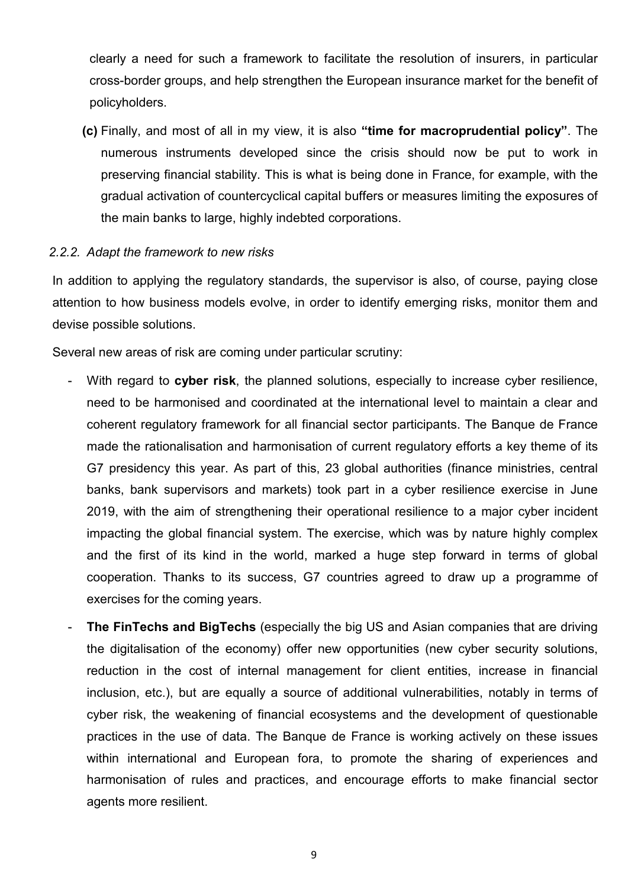clearly a need for such a framework to facilitate the resolution of insurers, in particular cross-border groups, and help strengthen the European insurance market for the benefit of policyholders.

**(c)** Finally, and most of all in my view, it is also **"time for macroprudential policy"**. The numerous instruments developed since the crisis should now be put to work in preserving financial stability. This is what is being done in France, for example, with the gradual activation of countercyclical capital buffers or measures limiting the exposures of the main banks to large, highly indebted corporations.

*2.2.2. Adapt the framework to new risks*

In addition to applying the regulatory standards, the supervisor is also, of course, paying close attention to how business models evolve, in order to identify emerging risks, monitor them and devise possible solutions.

Several new areas of risk are coming under particular scrutiny:

- With regard to **cyber risk**, the planned solutions, especially to increase cyber resilience, need to be harmonised and coordinated at the international level to maintain a clear and coherent regulatory framework for all financial sector participants. The Banque de France made the rationalisation and harmonisation of current regulatory efforts a key theme of its G7 presidency this year. As part of this, 23 global authorities (finance ministries, central banks, bank supervisors and markets) took part in a cyber resilience exercise in June 2019, with the aim of strengthening their operational resilience to a major cyber incident impacting the global financial system. The exercise, which was by nature highly complex and the first of its kind in the world, marked a huge step forward in terms of global cooperation. Thanks to its success, G7 countries agreed to draw up a programme of exercises for the coming years.
- **The FinTechs and BigTechs** (especially the big US and Asian companies that are driving the digitalisation of the economy) offer new opportunities (new cyber security solutions, reduction in the cost of internal management for client entities, increase in financial inclusion, etc.), but are equally a source of additional vulnerabilities, notably in terms of cyber risk, the weakening of financial ecosystems and the development of questionable practices in the use of data. The Banque de France is working actively on these issues within international and European fora, to promote the sharing of experiences and harmonisation of rules and practices, and encourage efforts to make financial sector agents more resilient.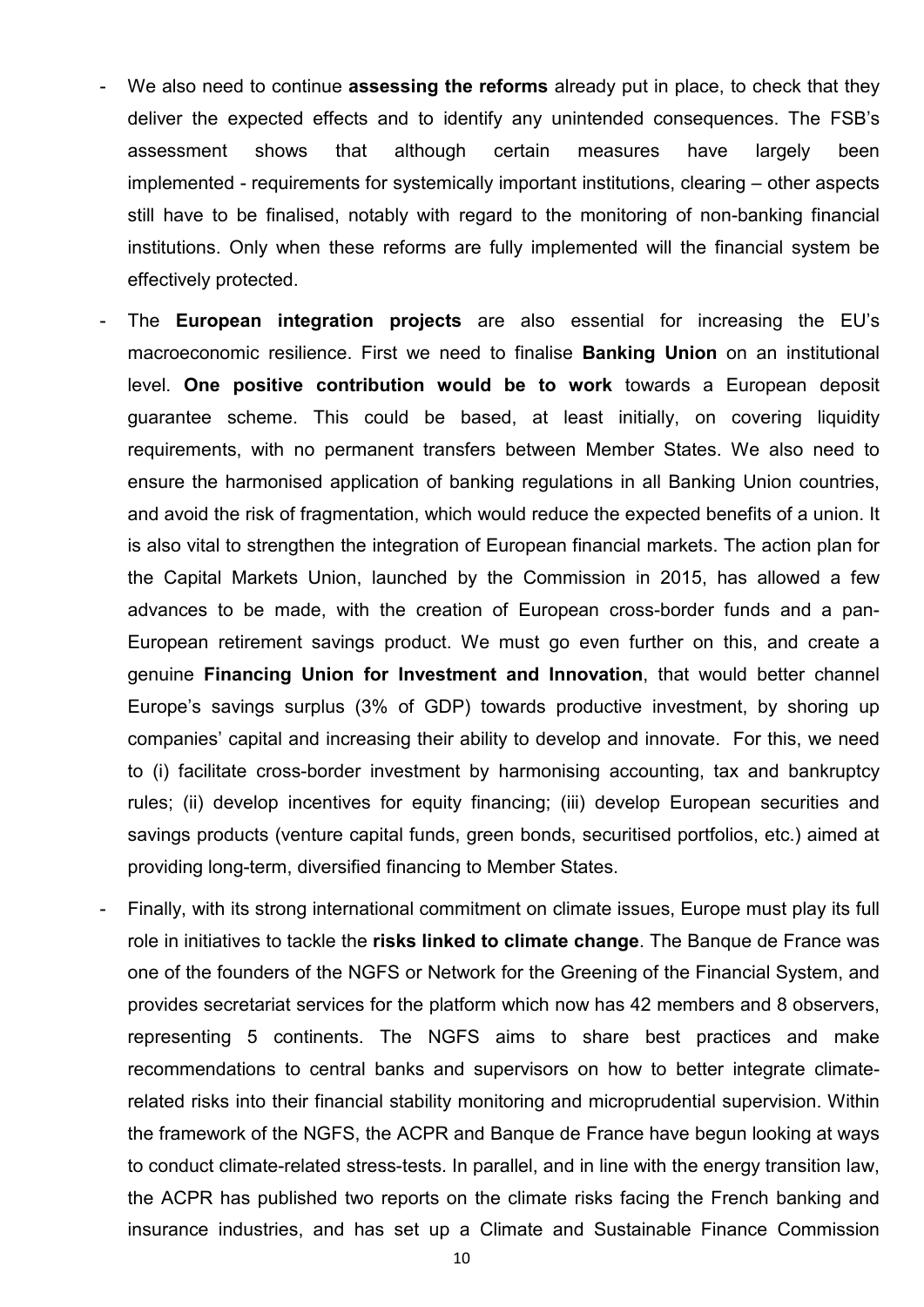- We also need to continue **assessing the reforms** already put in place, to check that they deliver the expected effects and to identify any unintended consequences. The FSB's assessment shows that although certain measures have largely been implemented - requirements for systemically important institutions, clearing – other aspects still have to be finalised, notably with regard to the monitoring of non-banking financial institutions. Only when these reforms are fully implemented will the financial system be effectively protected.

- The **European integration projects** are also essential for increasing the EU's macroeconomic resilience. First we need to finalise **Banking Union** on an institutional level. **One positive contribution would be to work** towards a European deposit guarantee scheme. This could be based, at least initially, on covering liquidity requirements, with no permanent transfers between Member States. We also need to ensure the harmonised application of banking regulations in all Banking Union countries, and avoid the risk of fragmentation, which would reduce the expected benefits of a union. It is also vital to strengthen the integration of European financial markets. The action plan for the Capital Markets Union, launched by the Commission in 2015, has allowed a few advances to be made, with the creation of European cross-border funds and a pan-European retirement savings product. We must go even further on this, and create a genuine **Financing Union for Investment and Innovation**, that would better channel Europe's savings surplus (3% of GDP) towards productive investment, by shoring up companies' capital and increasing their ability to develop and innovate. For this, we need to (i) facilitate cross-border investment by harmonising accounting, tax and bankruptcy rules; (ii) develop incentives for equity financing; (iii) develop European securities and savings products (venture capital funds, green bonds, securitised portfolios, etc.) aimed at providing long-term, diversified financing to Member States.

- Finally, with its strong international commitment on climate issues, Europe must play its full role in initiatives to tackle the **risks linked to climate change**. The Banque de France was one of the founders of the NGFS or Network for the Greening of the Financial System, and provides secretariat services for the platform which now has 42 members and 8 observers, representing 5 continents. The NGFS aims to share best practices and make recommendations to central banks and supervisors on how to better integrate climate-related risks into their financial stability monitoring and microprudential supervision. Within the framework of the NGFS, the ACPR and Banque de France have begun looking at ways to conduct climate-related stress-tests. In parallel, and in line with the energy transition law, the ACPR has published two reports on the climate risks facing the French banking and insurance industries, and has set up a Climate and Sustainable Finance Commission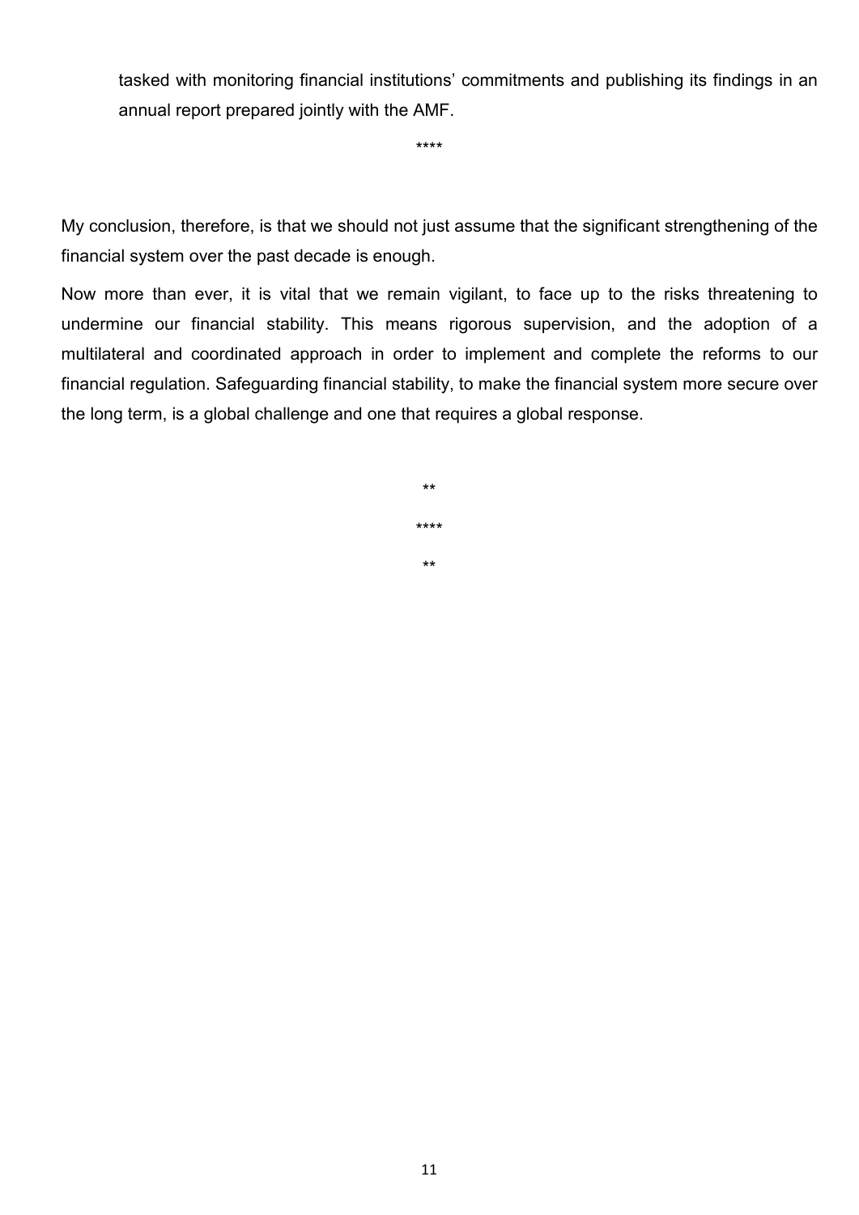tasked with monitoring financial institutions' commitments and publishing its findings in an annual report prepared jointly with the AMF.

****

My conclusion, therefore, is that we should not just assume that the significant strengthening of the financial system over the past decade is enough.

Now more than ever, it is vital that we remain vigilant, to face up to the risks threatening to undermine our financial stability. This means rigorous supervision, and the adoption of a multilateral and coordinated approach in order to implement and complete the reforms to our financial regulation. Safeguarding financial stability, to make the financial system more secure over the long term, is a global challenge and one that requires a global response.

**

****

**